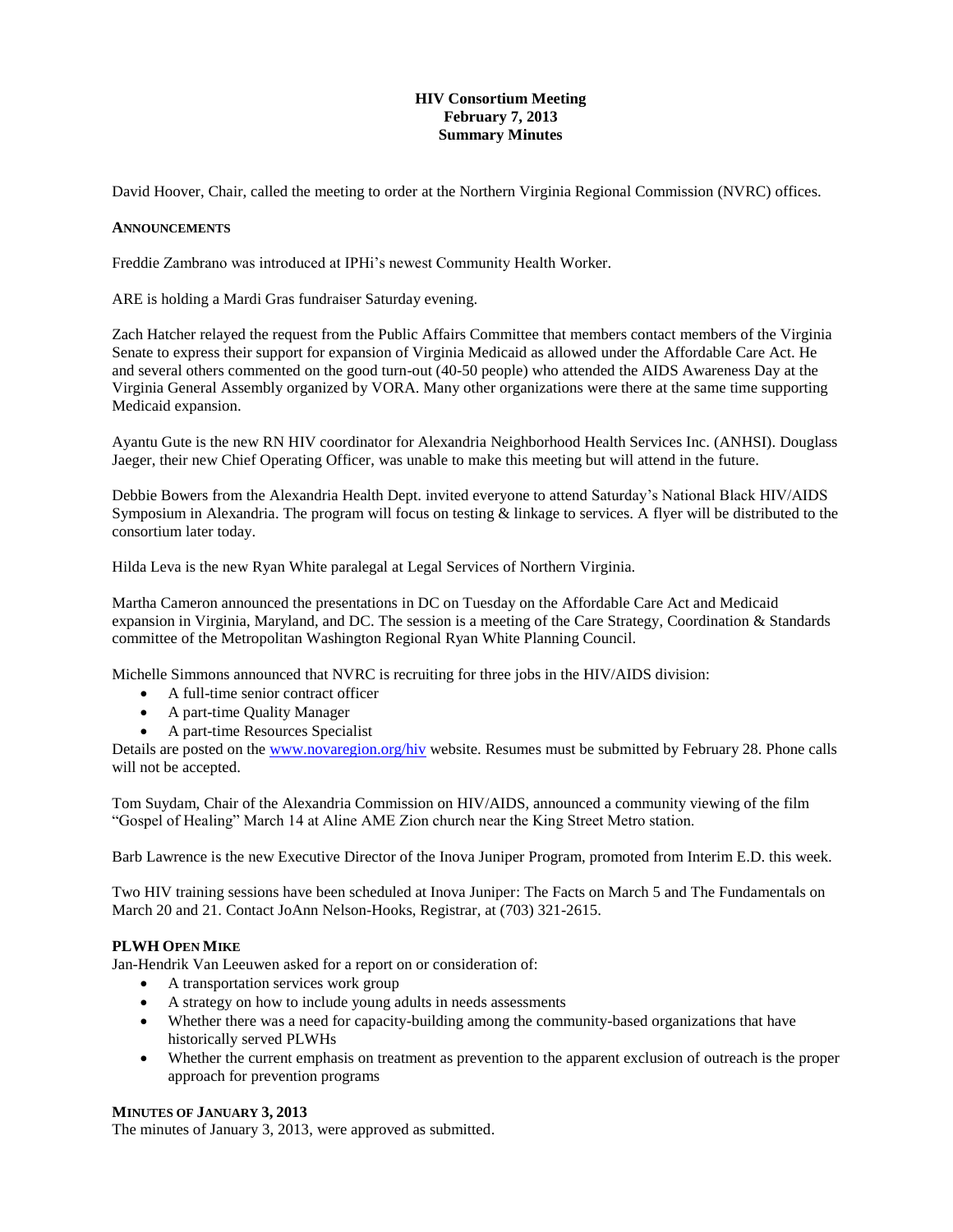**HIV Consortium Meeting**
**February 7, 2013**
**Summary Minutes**

David Hoover, Chair, called the meeting to order at the Northern Virginia Regional Commission (NVRC) offices.

**ANNOUNCEMENTS**

Freddie Zambrano was introduced at IPHi's newest Community Health Worker.

ARE is holding a Mardi Gras fundraiser Saturday evening.

Zach Hatcher relayed the request from the Public Affairs Committee that members contact members of the Virginia Senate to express their support for expansion of Virginia Medicaid as allowed under the Affordable Care Act. He and several others commented on the good turn-out (40-50 people) who attended the AIDS Awareness Day at the Virginia General Assembly organized by VORA. Many other organizations were there at the same time supporting Medicaid expansion.

Ayantu Gute is the new RN HIV coordinator for Alexandria Neighborhood Health Services Inc. (ANHSI). Douglass Jaeger, their new Chief Operating Officer, was unable to make this meeting but will attend in the future.

Debbie Bowers from the Alexandria Health Dept. invited everyone to attend Saturday's National Black HIV/AIDS Symposium in Alexandria. The program will focus on testing & linkage to services. A flyer will be distributed to the consortium later today.

Hilda Leva is the new Ryan White paralegal at Legal Services of Northern Virginia.

Martha Cameron announced the presentations in DC on Tuesday on the Affordable Care Act and Medicaid expansion in Virginia, Maryland, and DC. The session is a meeting of the Care Strategy, Coordination & Standards committee of the Metropolitan Washington Regional Ryan White Planning Council.

Michelle Simmons announced that NVRC is recruiting for three jobs in the HIV/AIDS division:

- A full-time senior contract officer
- A part-time Quality Manager
- A part-time Resources Specialist

Details are posted on the www.novaregion.org/hiv website. Resumes must be submitted by February 28. Phone calls will not be accepted.

Tom Suydam, Chair of the Alexandria Commission on HIV/AIDS, announced a community viewing of the film "Gospel of Healing" March 14 at Aline AME Zion church near the King Street Metro station.

Barb Lawrence is the new Executive Director of the Inova Juniper Program, promoted from Interim E.D. this week.

Two HIV training sessions have been scheduled at Inova Juniper: The Facts on March 5 and The Fundamentals on March 20 and 21. Contact JoAnn Nelson-Hooks, Registrar, at (703) 321-2615.

**PLWH OPEN MIKE**

Jan-Hendrik Van Leeuwen asked for a report on or consideration of:

- A transportation services work group
- A strategy on how to include young adults in needs assessments
- Whether there was a need for capacity-building among the community-based organizations that have historically served PLWHs
- Whether the current emphasis on treatment as prevention to the apparent exclusion of outreach is the proper approach for prevention programs

**MINUTES OF JANUARY 3, 2013**

The minutes of January 3, 2013, were approved as submitted.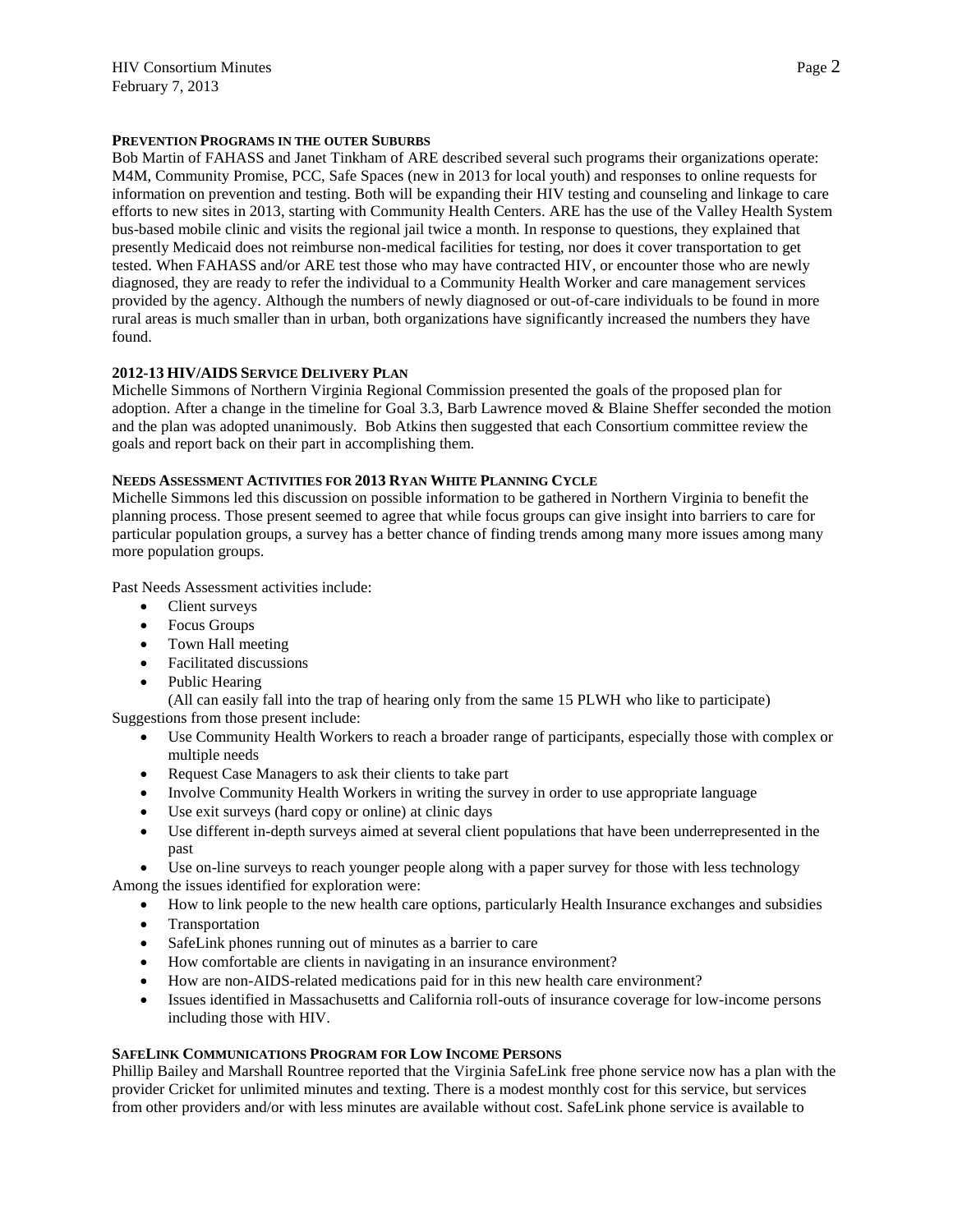### Prevention Programs in the outer Suburbs

Bob Martin of FAHASS and Janet Tinkham of ARE described several such programs their organizations operate: M4M, Community Promise, PCC, Safe Spaces (new in 2013 for local youth) and responses to online requests for information on prevention and testing. Both will be expanding their HIV testing and counseling and linkage to care efforts to new sites in 2013, starting with Community Health Centers. ARE has the use of the Valley Health System bus-based mobile clinic and visits the regional jail twice a month. In response to questions, they explained that presently Medicaid does not reimburse non-medical facilities for testing, nor does it cover transportation to get tested. When FAHASS and/or ARE test those who may have contracted HIV, or encounter those who are newly diagnosed, they are ready to refer the individual to a Community Health Worker and care management services provided by the agency. Although the numbers of newly diagnosed or out-of-care individuals to be found in more rural areas is much smaller than in urban, both organizations have significantly increased the numbers they have found.

### 2012-13 HIV/AIDS Service Delivery Plan

Michelle Simmons of Northern Virginia Regional Commission presented the goals of the proposed plan for adoption. After a change in the timeline for Goal 3.3, Barb Lawrence moved & Blaine Sheffer seconded the motion and the plan was adopted unanimously. Bob Atkins then suggested that each Consortium committee review the goals and report back on their part in accomplishing them.

### Needs Assessment Activities for 2013 Ryan White Planning Cycle

Michelle Simmons led this discussion on possible information to be gathered in Northern Virginia to benefit the planning process. Those present seemed to agree that while focus groups can give insight into barriers to care for particular population groups, a survey has a better chance of finding trends among many more issues among many more population groups.

Past Needs Assessment activities include:

- Client surveys
- Focus Groups
- Town Hall meeting
- Facilitated discussions
- Public Hearing

(All can easily fall into the trap of hearing only from the same 15 PLWH who like to participate)

Suggestions from those present include:

- Use Community Health Workers to reach a broader range of participants, especially those with complex or multiple needs
- Request Case Managers to ask their clients to take part
- Involve Community Health Workers in writing the survey in order to use appropriate language
- Use exit surveys (hard copy or online) at clinic days
- Use different in-depth surveys aimed at several client populations that have been underrepresented in the past
- Use on-line surveys to reach younger people along with a paper survey for those with less technology

Among the issues identified for exploration were:

- How to link people to the new health care options, particularly Health Insurance exchanges and subsidies
- Transportation
- SafeLink phones running out of minutes as a barrier to care
- How comfortable are clients in navigating in an insurance environment?
- How are non-AIDS-related medications paid for in this new health care environment?
- Issues identified in Massachusetts and California roll-outs of insurance coverage for low-income persons including those with HIV.

### SafeLink Communications Program for Low Income Persons

Phillip Bailey and Marshall Rountree reported that the Virginia SafeLink free phone service now has a plan with the provider Cricket for unlimited minutes and texting. There is a modest monthly cost for this service, but services from other providers and/or with less minutes are available without cost. SafeLink phone service is available to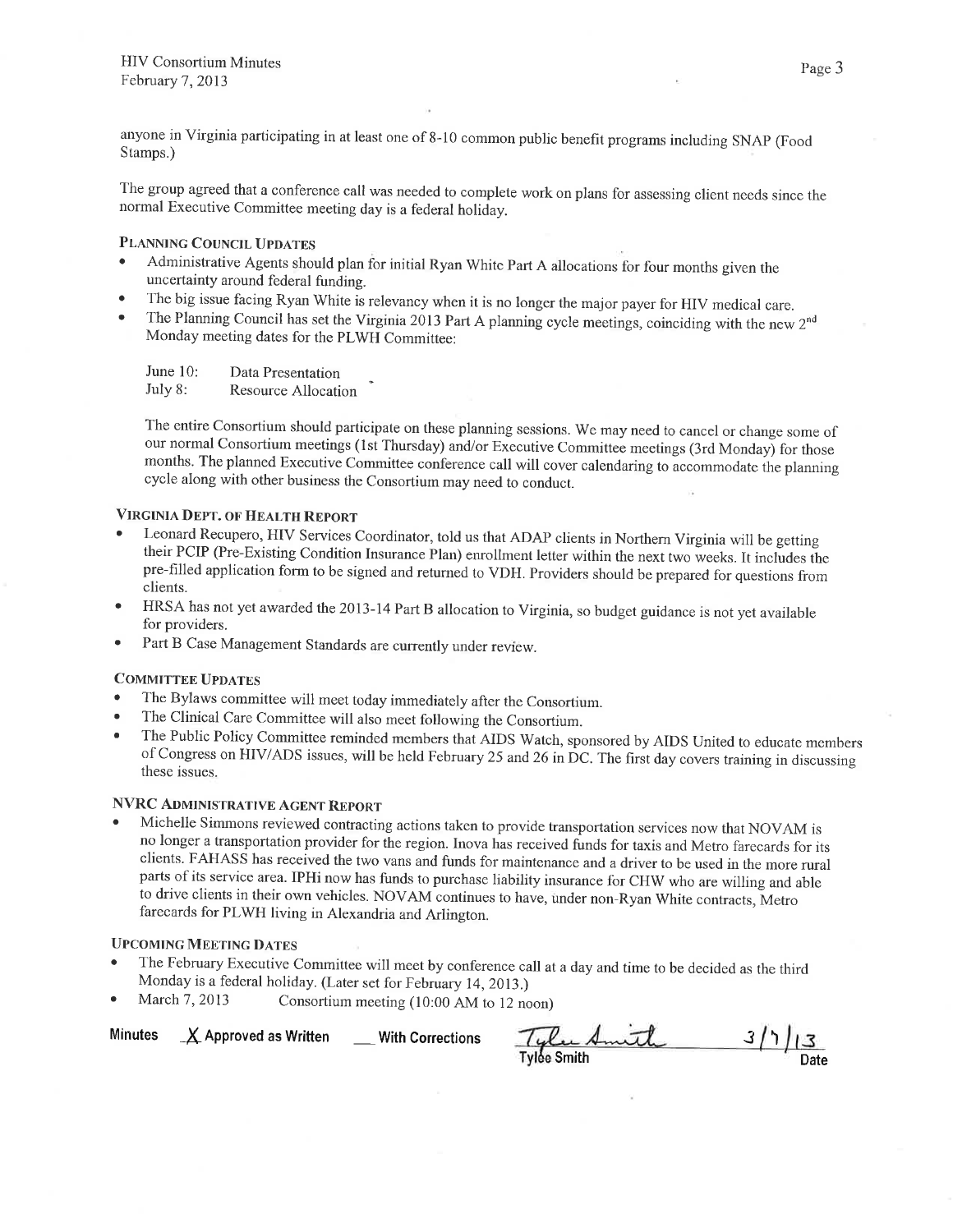anyone in Virginia participating in at least one of 8-10 common public benefit programs including SNAP (Food Stamps.)

The group agreed that a conference call was needed to complete work on plans for assessing client needs since the normal Executive Committee meeting day is a federal holiday.

### PLANNING COUNCIL UPDATES

- Administrative Agents should plan for initial Ryan White Part A allocations for four months given the uncertainty around federal funding.
- The big issue facing Ryan White is relevancy when it is no longer the major payer for HIV medical care.
- The Planning Council has set the Virginia 2013 Part A planning cycle meetings, coinciding with the new 2nd Monday meeting dates for the PLWH Committee:

  June 10: Data Presentation
  July 8: Resource Allocation

  The entire Consortium should participate on these planning sessions. We may need to cancel or change some of our normal Consortium meetings (1st Thursday) and/or Executive Committee meetings (3rd Monday) for those months. The planned Executive Committee conference call will cover calendaring to accommodate the planning cycle along with other business the Consortium may need to conduct.

### VIRGINIA DEPT. OF HEALTH REPORT

- Leonard Recupero, HIV Services Coordinator, told us that ADAP clients in Northern Virginia will be getting their PCIP (Pre-Existing Condition Insurance Plan) enrollment letter within the next two weeks. It includes the pre-filled application form to be signed and returned to VDH. Providers should be prepared for questions from clients.
- HRSA has not yet awarded the 2013-14 Part B allocation to Virginia, so budget guidance is not yet available for providers.
- Part B Case Management Standards are currently under review.

### COMMITTEE UPDATES

- The Bylaws committee will meet today immediately after the Consortium.
- The Clinical Care Committee will also meet following the Consortium.
- The Public Policy Committee reminded members that AIDS Watch, sponsored by AIDS United to educate members of Congress on HIV/ADS issues, will be held February 25 and 26 in DC. The first day covers training in discussing these issues.

### NVRC ADMINISTRATIVE AGENT REPORT

- Michelle Simmons reviewed contracting actions taken to provide transportation services now that NOVAM is no longer a transportation provider for the region. Inova has received funds for taxis and Metro farecards for its clients. FAHASS has received the two vans and funds for maintenance and a driver to be used in the more rural parts of its service area. IPHi now has funds to purchase liability insurance for CHW who are willing and able to drive clients in their own vehicles. NOVAM continues to have, under non-Ryan White contracts, Metro farecards for PLWH living in Alexandria and Arlington.

### UPCOMING MEETING DATES

- The February Executive Committee will meet by conference call at a day and time to be decided as the third Monday is a federal holiday. (Later set for February 14, 2013.)
- March 7, 2013 Consortium meeting (10:00 AM to 12 noon)

**Minutes** _X_ **Approved as Written** ___ **With Corrections**

Tylee Smith 3/7/13
Tylee Smith Date